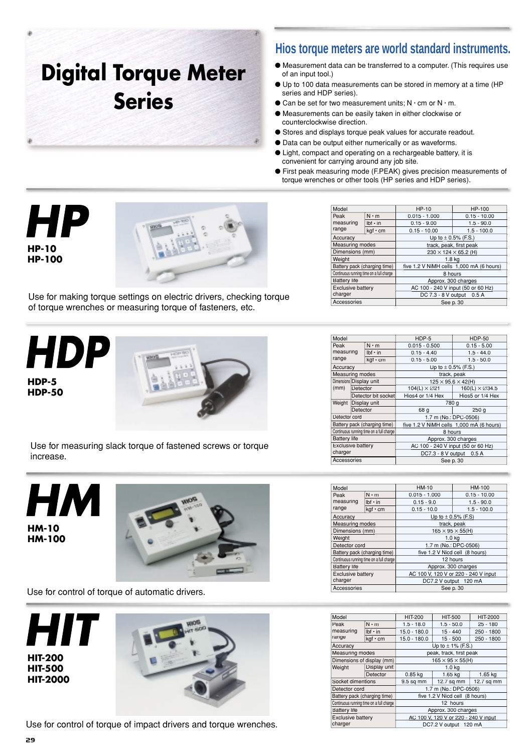# Digital Torque Meter Series

## Hios torque meters are world standard instruments.

- Measurement data can be transferred to a computer. (This requires use of an input tool.)
- Up to 100 data measurements can be stored in memory at a time (HP series and HDP series).
- Can be set for two measurement units; N · cm or N · m.
- Measurements can be easily taken in either clockwise or counterclockwise direction.
- Stores and displays torque peak values for accurate readout.
- Data can be output either numerically or as waveforms.
- Light, compact and operating on a rechargeable battery, it is convenient for carrying around any job site.
- First peak measuring mode (F.PEAK) gives precision measurements of torque wrenches or other tools (HP series and HDP series).

## HP

**HP-10**
**HP-100**

Use for making torque settings on electric drivers, checking torque of torque wrenches or measuring torque of fasteners, etc.

| Model | | HP-10 | HP-100 |
|---|---|---|---|
| Peak measuring range | N · m | 0.015 - 1.000 | 0.15 - 10.00 |
| | lbf · in | 0.15 - 9.00 | 1.5 - 90.0 |
| | kgf · cm | 0.15 - 10.00 | 1.5 - 100.0 |
| Accuracy | | Up to ± 0.5% (F.S.) | |
| Measuring modes | | track, peak, first peak | |
| Dimensions (mm) | | 230 × 124 × 65.2 (H) | |
| Weight | | 1.8 kg | |
| Battery pack (charging time) | | five 1.2 V NiMH cells 1,000 mA (6 hours) | |
| Continuous running time on a full charge | | 8 hours | |
| Battery life | | Approx. 300 charges | |
| Exclusive battery charger | | AC 100 - 240 V input (50 or 60 Hz) | |
| | | DC 7.3 - 8 V output 0.5 A | |
| Accessories | | See p. 30 | |

## HDP

**HDP-5**
**HDP-50**

Use for measuring slack torque of fastened screws or torque increase.

| Model | | HDP-5 | HDP-50 |
|---|---|---|---|
| Peak measuring range | N · m | 0.015 - 0.500 | 0.15 - 5.00 |
| | lbf · in | 0.15 - 4.40 | 1.5 - 44.0 |
| | kgf · cm | 0.15 - 5.00 | 1.5 - 50.0 |
| Accuracy | | Up to ± 0.5% (F.S.) | |
| Measuring modes | | track, peak | |
| Dimensions (mm) | Display unit | 125 × 95.6 × 42(H) | |
| | Detector | 104(L) × ∅21 | 160(L) × ∅34.5 |
| | Detector bit socket | Hios4 or 1/4 Hex | Hios5 or 1/4 Hex |
| Weight | Display unit | 780 g | |
| | Detector | 68 g | 250 g |
| Detector cord | | 1.7 m (No.: DPC-0506) | |
| Battery pack (charging time) | | five 1.2 V NiMH cells 1,000 mA (6 hours) | |
| Continuous running time on a full charge | | 8 hours | |
| Battery life | | Approx. 300 charges | |
| Exclusive battery charger | | AC 100 - 240 V input (50 or 60 Hz) | |
| | | DC7.3 - 8 V output 0.5 A | |
| Accessories | | See p. 30 | |

## HM

**HM-10**
**HM-100**

Use for control of torque of automatic drivers.

| Model | | HM-10 | HM-100 |
|---|---|---|---|
| Peak measuring range | N · m | 0.015 - 1.000 | 0.15 - 10.00 |
| | lbf · in | 0.15 - 9.0 | 1.5 - 90.0 |
| | kgf · cm | 0.15 - 10.0 | 1.5 - 100.0 |
| Accuracy | | Up to ± 0.5% (F.S) | |
| Measuring modes | | track, peak | |
| Dimensions (mm) | | 165 × 95 × 55(H) | |
| Weight | | 1.0 kg | |
| Detector cord | | 1.7 m (No.: DPC-0506) | |
| Battery pack (charging time) | | five 1.2 V Nicd cell (8 hours) | |
| Continuous running time on a full charge | | 12 hours | |
| Battery life | | Approx. 300 charges | |
| Exclusive battery charger | | AC 100 V, 120 V or 220 - 240 V input | |
| | | DC7.2 V output 120 mA | |
| Accessories | | See p. 30 | |

## HIT

**HIT-200**
**HIT-500**
**HIT-2000**

Use for control of torque of impact drivers and torque wrenches.

| Model | | HIT-200 | HIT-500 | HIT-2000 |
|---|---|---|---|---|
| Peak measuring range | N · m | 1.5 - 18.0 | 1.5 - 50.0 | 25 - 180 |
| | lbf · in | 15.0 - 180.0 | 15 - 440 | 250 - 1800 |
| | kgf · cm | 15.0 - 180.0 | 15 - 500 | 250 - 1800 |
| Accuracy | | Up to ± 1% (F.S.) | | |
| Measuring modes | | peak, track, first peak | | |
| Dimensions of display (mm) | | 165 × 95 × 55(H) | | |
| Weight | Display unit | 1.0 kg | | |
| | Detector | 0.85 kg | 1.65 kg | 1.65 kg |
| Socket dimentions | | 9.5 sq mm | 12.7 sq mm | 12.7 sq mm |
| Detector cord | | 1.7 m (No.: DPC-0506) | | |
| Battery pack (charging time) | | five 1.2 V Nicd cell (8 hours) | | |
| Continuous running time on a full charge | | 12 hours | | |
| Battery life | | Approx. 300 charges | | |
| Exclusive battery charger | | AC 100 V, 120 V or 220 - 240 V input | | |
| | | DC7.2 V output 120 mA | | |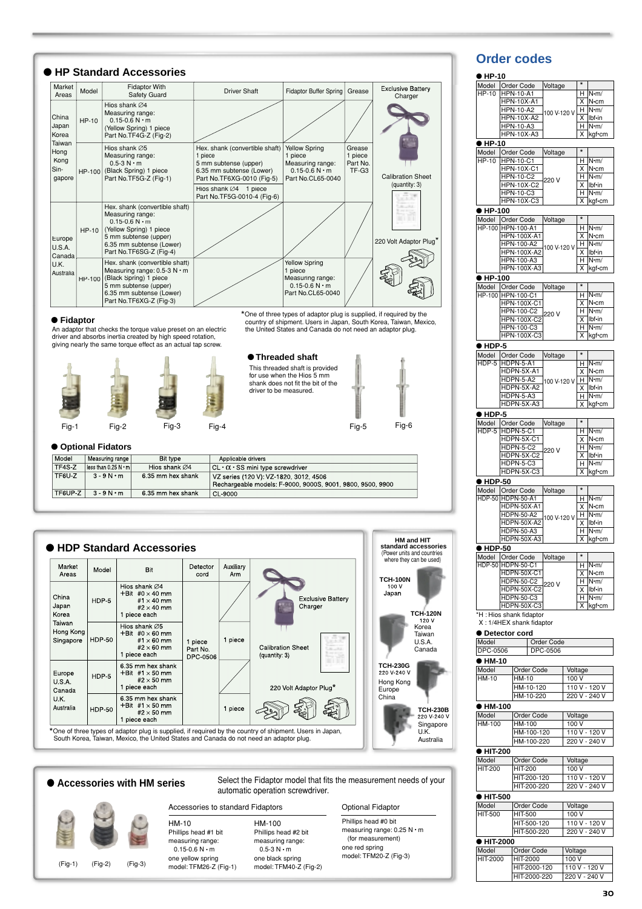## HP Standard Accessories

| Market Areas | Model | Fidaptor With Safety Guard | Driver Shaft | Fidaptor Buffer Spring | Grease | Exclusive Battery Charger |
|---|---|---|---|---|---|---|
| China Japan Korea Taiwan Hong Kong Singapore | HP-10 | Hios shank ∅4<br>Measuring range: 0.15-0.6 N・m<br>(Yellow Spring) 1 piece<br>Part No.TF4G-Z (Fig-2) | | | | Calibration Sheet (quantity: 3) |
| | HP-100 | Hios shank ∅5<br>Measuring range: 0.5-3 N・m<br>(Black Spring) 1 piece<br>Part No.TF5G-Z (Fig-1) | Hex. shank (convertible shaft) 1 piece<br>5 mm subtense (upper)<br>6.35 mm subtense (Lower)<br>Part No.TF6XG-0010 (Fig-5)<br>Hios shank ∅4 1 piece<br>Part No.TF5G-0010-4 (Fig-6) | Yellow Spring 1 piece<br>Measuring range: 0.15-0.6 N・m<br>Part No.CL65-0040 | Grease 1 piece<br>Part No. TF-G3 | |
| Europe U.S.A. Canada U.K. Australia | HP-10 | Hex. shank (convertible shaft)<br>Measuring range: 0.15-0.6 N・m<br>(Yellow Spring) 1 piece<br>5 mm subtense (upper)<br>6.35 mm subtense (Lower)<br>Part No.TF6SG-Z (Fig-4) | | | | 220 Volt Adaptor Plug* |
| | HP-100 | Hex. shank (convertible shaft)<br>Measuring range: 0.5-3 N・m<br>(Black Spring) 1 piece<br>5 mm subtense (upper)<br>6.35 mm subtense (Lower)<br>Part No.TF6XG-Z (Fig-3) | | Yellow Spring 1 piece<br>Measuring range: 0.15-0.6 N・m<br>Part No.CL65-0040 | | |

*One of three types of adaptor plug is supplied, if required by the country of shipment. Users in Japan, South Korea, Taiwan, Mexico, the United States and Canada do not need an adaptor plug.

### Fidaptor

An adaptor that checks the torque value preset on an electric driver and absorbs inertia created by high speed rotation, giving nearly the same torque effect as an actual tap screw.

Fig-1 Fig-2 Fig-3 Fig-4

### Threaded shaft

This threaded shaft is provided for use when the Hios 5 mm shank does not fit the bit of the driver to be measured.

Fig-5 Fig-6

### Optional Fidators

| Model | Measuring range | Bit type | Applicable drivers |
|---|---|---|---|
| TF4S-Z | less than 0.25 N・m | Hios shank ∅4 | CL・α・SS mini type screwdriver |
| TF6U-Z | 3 - 9 N・m | 6.35 mm hex shank | VZ series (120 V): VZ-1820, 3012, 4506<br>Rechargeable models: F-9000, 9000S, 9001, 9800, 9500, 9900 |
| TF6UP-Z | 3 - 9 N・m | 6.35 mm hex shank | CL-9000 |

## HDP Standard Accessories

| Market Areas | Model | Bit | Detector cord | Auxiliary Arm | |
|---|---|---|---|---|---|
| China Japan Korea Taiwan Hong Kong Singapore | HDP-5 | Hios shank ∅4<br>+Bit #0 × 40 mm<br>#1 × 40 mm<br>#2 × 40 mm<br>1 piece each | 1 piece<br>Part No. DPC-0506 | | Exclusive Battery Charger |
| | HDP-50 | Hios shank ∅5<br>+Bit #0 × 60 mm<br>#1 × 60 mm<br>#2 × 60 mm<br>1 piece each | | 1 piece | Calibration Sheet (quantity: 3) |
| Europe U.S.A. Canada U.K. Australia | HDP-5 | 6.35 mm hex shank<br>+Bit #1 × 50 mm<br>#2 × 50 mm<br>1 piece each | | | 220 Volt Adaptor Plug* |
| | HDP-50 | 6.35 mm hex shank<br>+Bit #1 × 50 mm<br>#2 × 50 mm<br>1 piece each | | 1 piece | |

*One of three types of adaptor plug is supplied, if required by the country of shipment. Users in Japan, South Korea, Taiwan, Mexico, the United States and Canada do not need an adaptor plug.

### HM and HIT standard accessories
(Power units and countries where they can be used)

- **TCH-100N** 100 V — Japan
- **TCH-120N** 120 V — Korea, Taiwan, U.S.A., Canada
- **TCH-230G** 220 V-240 V — Hong Kong, Europe, China
- **TCH-230B** 220 V-240 V — Singapore, U.K., Australia

## Accessories with HM series

Select the Fidaptor model that fits the measurement needs of your automatic operation screwdriver.

(Fig-1) (Fig-2) (Fig-3)

**Accessories to standard Fidaptors**

HM-10
Phillips head #1 bit
measuring range: 0.15-0.6 N・m
one yellow spring
model: TFM26-Z (Fig-1)

HM-100
Phillips head #2 bit
measuring range: 0.5-3 N・m
one black spring
model: TFM40-Z (Fig-2)

**Optional Fidaptor**

Phillips head #0 bit
measuring range: 0.25 N・m
(for measurement)
one red spring
model: TFM20-Z (Fig-3)

## Order codes

### HP-10

| Model | Order Code | Voltage | * | |
|---|---|---|---|---|
| HP-10 | HPN-10-A1 | 100 V-120 V | H | N・m/ |
| | HPN-10X-A1 | | X | N・cm |
| | HPN-10-A2 | | H | N・m/ |
| | HPN-10X-A2 | | X | lbf・in |
| | HPN-10-A3 | | H | N・m/ |
| | HPN-10X-A3 | | X | kgf・cm |

### HP-10

| Model | Order Code | Voltage | * | |
|---|---|---|---|---|
| HP-10 | HPN-10-C1 | 220 V | H | N・m/ |
| | HPN-10X-C1 | | X | N・cm |
| | HPN-10-C2 | | H | N・m/ |
| | HPN-10X-C2 | | X | lbf・in |
| | HPN-10-C3 | | H | N・m/ |
| | HPN-10X-C3 | | X | kgf・cm |

### HP-100

| Model | Order Code | Voltage | * | |
|---|---|---|---|---|
| HP-100 | HPN-100-A1 | 100 V-120 V | H | N・m/ |
| | HPN-100X-A1 | | X | N・cm |
| | HPN-100-A2 | | H | N・m/ |
| | HPN-100X-A2 | | X | lbf・in |
| | HPN-100-A3 | | H | N・m/ |
| | HPN-100X-A3 | | X | kgf・cm |

### HP-100

| Model | Order Code | Voltage | * | |
|---|---|---|---|---|
| HP-100 | HPN-100-C1 | 220 V | H | N・m/ |
| | HPN-100X-C1 | | X | N・cm |
| | HPN-100-C2 | | H | N・m/ |
| | HPN-100X-C2 | | X | lbf・in |
| | HPN-100-C3 | | H | N・m/ |
| | HPN-100X-C3 | | X | kgf・cm |

### HDP-5

| Model | Order Code | Voltage | * | |
|---|---|---|---|---|
| HDP-5 | HDPN-5-A1 | 100 V-120 V | H | N・m/ |
| | HDPN-5X-A1 | | X | N・cm |
| | HDPN-5-A2 | | H | N・m/ |
| | HDPN-5X-A2 | | X | lbf・in |
| | HDPN-5-A3 | | H | N・m/ |
| | HDPN-5X-A3 | | X | kgf・cm |

### HDP-5

| Model | Order Code | Voltage | * | |
|---|---|---|---|---|
| HDP-5 | HDPN-5-C1 | 220 V | H | N・m/ |
| | HDPN-5X-C1 | | X | N・cm |
| | HDPN-5-C2 | | H | N・m/ |
| | HDPN-5X-C2 | | X | lbf・in |
| | HDPN-5-C3 | | H | N・m/ |
| | HDPN-5X-C3 | | X | kgf・cm |

### HDP-50

| Model | Order Code | Voltage | * | |
|---|---|---|---|---|
| HDP-50 | HDPN-50-A1 | 100 V-120 V | H | N・m/ |
| | HDPN-50X-A1 | | X | N・cm |
| | HDPN-50-A2 | | H | N・m/ |
| | HDPN-50X-A2 | | X | lbf・in |
| | HDPN-50-A3 | | H | N・m/ |
| | HDPN-50X-A3 | | X | kgf・cm |

### HDP-50

| Model | Order Code | Voltage | * | |
|---|---|---|---|---|
| HDP-50 | HDPN-50-C1 | 220 V | H | N・m/ |
| | HDPN-50X-C1 | | X | N・cm |
| | HDPN-50-C2 | | H | N・m/ |
| | HDPN-50X-C2 | | X | lbf・in |
| | HDPN-50-C3 | | H | N・m/ |
| | HDPN-50X-C3 | | X | kgf・cm |

*H : Hios shank fidaptor
X : 1/4HEX shank fidaptor

### Detector cord

| Model | Order Code |
|---|---|
| DPC-0506 | DPC-0506 |

### HM-10

| Model | Order Code | Voltage |
|---|---|---|
| HM-10 | HM-10 | 100 V |
| | HM-10-120 | 110 V - 120 V |
| | HM-10-220 | 220 V - 240 V |

### HM-100

| Model | Order Code | Voltage |
|---|---|---|
| HM-100 | HM-100 | 100 V |
| | HM-100-120 | 110 V - 120 V |
| | HM-100-220 | 220 V - 240 V |

### HIT-200

| Model | Order Code | Voltage |
|---|---|---|
| HIT-200 | HIT-200 | 100 V |
| | HIT-200-120 | 110 V - 120 V |
| | HIT-200-220 | 220 V - 240 V |

### HIT-500

| Model | Order Code | Voltage |
|---|---|---|
| HIT-500 | HIT-500 | 100 V |
| | HIT-500-120 | 110 V - 120 V |
| | HIT-500-220 | 220 V - 240 V |

### HIT-2000

| Model | Order Code | Voltage |
|---|---|---|
| HIT-2000 | HIT-2000 | 100 V |
| | HIT-2000-120 | 110 V - 120 V |
| | HIT-2000-220 | 220 V - 240 V |